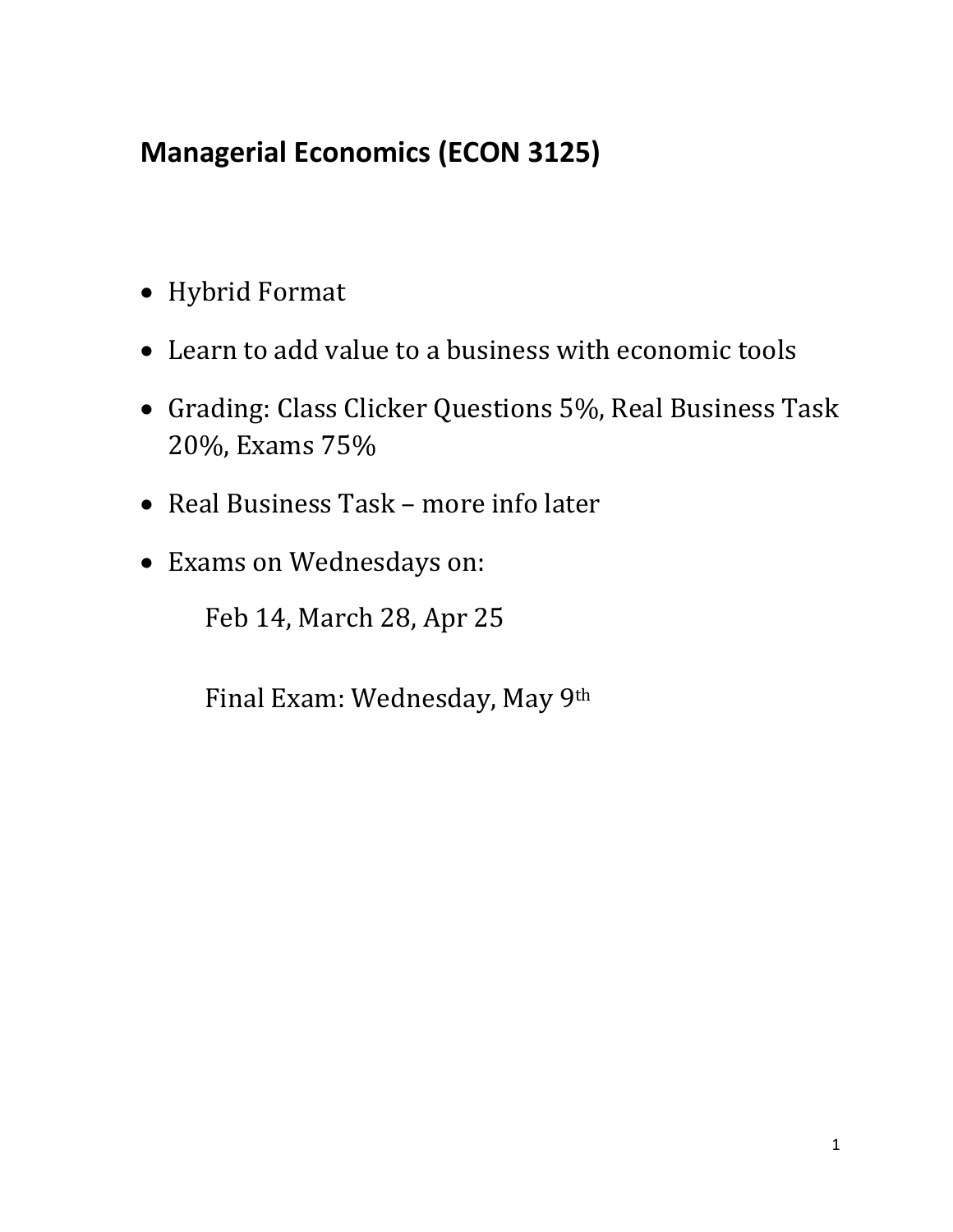## Managerial Economics (ECON 3125)

- Hybrid Format
- Learn to add value to a business with economic tools
- Grading: Class Clicker Questions 5%, Real Business Task 20%, Exams 75%
- Real Business Task – more info later
- Exams on Wednesdays on:

  Feb 14, March 28, Apr 25

  Final Exam: Wednesday, May 9th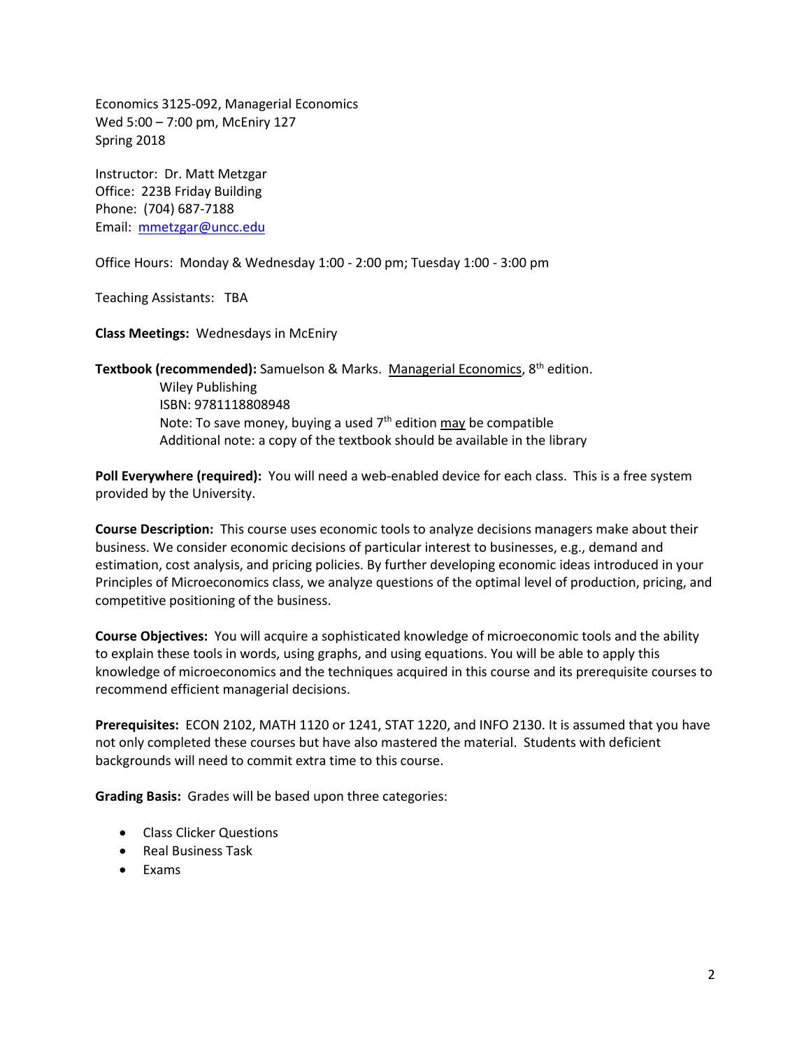Economics 3125-092, Managerial Economics
Wed 5:00 – 7:00 pm, McEniry 127
Spring 2018

Instructor: Dr. Matt Metzgar
Office: 223B Friday Building
Phone: (704) 687-7188
Email: mmetzgar@uncc.edu

Office Hours: Monday & Wednesday 1:00 - 2:00 pm; Tuesday 1:00 - 3:00 pm

Teaching Assistants: TBA

**Class Meetings:** Wednesdays in McEniry

**Textbook (recommended):** Samuelson & Marks. Managerial Economics, 8th edition.
Wiley Publishing
ISBN: 9781118808948
Note: To save money, buying a used 7th edition may be compatible
Additional note: a copy of the textbook should be available in the library

**Poll Everywhere (required):** You will need a web-enabled device for each class. This is a free system provided by the University.

**Course Description:** This course uses economic tools to analyze decisions managers make about their business. We consider economic decisions of particular interest to businesses, e.g., demand and estimation, cost analysis, and pricing policies. By further developing economic ideas introduced in your Principles of Microeconomics class, we analyze questions of the optimal level of production, pricing, and competitive positioning of the business.

**Course Objectives:** You will acquire a sophisticated knowledge of microeconomic tools and the ability to explain these tools in words, using graphs, and using equations. You will be able to apply this knowledge of microeconomics and the techniques acquired in this course and its prerequisite courses to recommend efficient managerial decisions.

**Prerequisites:** ECON 2102, MATH 1120 or 1241, STAT 1220, and INFO 2130. It is assumed that you have not only completed these courses but have also mastered the material. Students with deficient backgrounds will need to commit extra time to this course.

**Grading Basis:** Grades will be based upon three categories:

- Class Clicker Questions
- Real Business Task
- Exams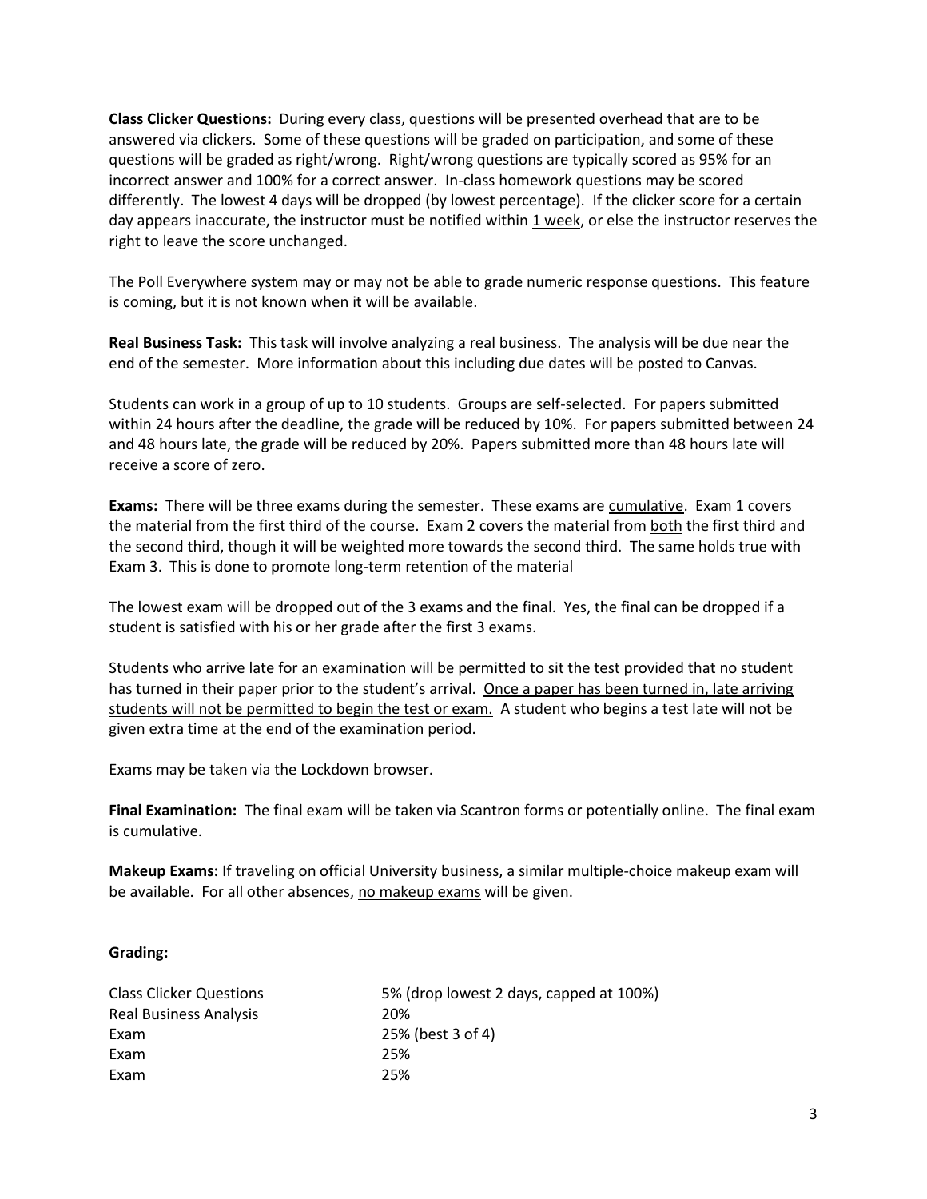**Class Clicker Questions:** During every class, questions will be presented overhead that are to be answered via clickers. Some of these questions will be graded on participation, and some of these questions will be graded as right/wrong. Right/wrong questions are typically scored as 95% for an incorrect answer and 100% for a correct answer. In-class homework questions may be scored differently. The lowest 4 days will be dropped (by lowest percentage). If the clicker score for a certain day appears inaccurate, the instructor must be notified within 1 week, or else the instructor reserves the right to leave the score unchanged.

The Poll Everywhere system may or may not be able to grade numeric response questions. This feature is coming, but it is not known when it will be available.

**Real Business Task:** This task will involve analyzing a real business. The analysis will be due near the end of the semester. More information about this including due dates will be posted to Canvas.

Students can work in a group of up to 10 students. Groups are self-selected. For papers submitted within 24 hours after the deadline, the grade will be reduced by 10%. For papers submitted between 24 and 48 hours late, the grade will be reduced by 20%. Papers submitted more than 48 hours late will receive a score of zero.

**Exams:** There will be three exams during the semester. These exams are cumulative. Exam 1 covers the material from the first third of the course. Exam 2 covers the material from both the first third and the second third, though it will be weighted more towards the second third. The same holds true with Exam 3. This is done to promote long-term retention of the material

The lowest exam will be dropped out of the 3 exams and the final. Yes, the final can be dropped if a student is satisfied with his or her grade after the first 3 exams.

Students who arrive late for an examination will be permitted to sit the test provided that no student has turned in their paper prior to the student's arrival. Once a paper has been turned in, late arriving students will not be permitted to begin the test or exam. A student who begins a test late will not be given extra time at the end of the examination period.

Exams may be taken via the Lockdown browser.

**Final Examination:** The final exam will be taken via Scantron forms or potentially online. The final exam is cumulative.

**Makeup Exams:** If traveling on official University business, a similar multiple-choice makeup exam will be available. For all other absences, no makeup exams will be given.

**Grading:**

| | |
|---|---|
| Class Clicker Questions | 5% (drop lowest 2 days, capped at 100%) |
| Real Business Analysis | 20% |
| Exam | 25% (best 3 of 4) |
| Exam | 25% |
| Exam | 25% |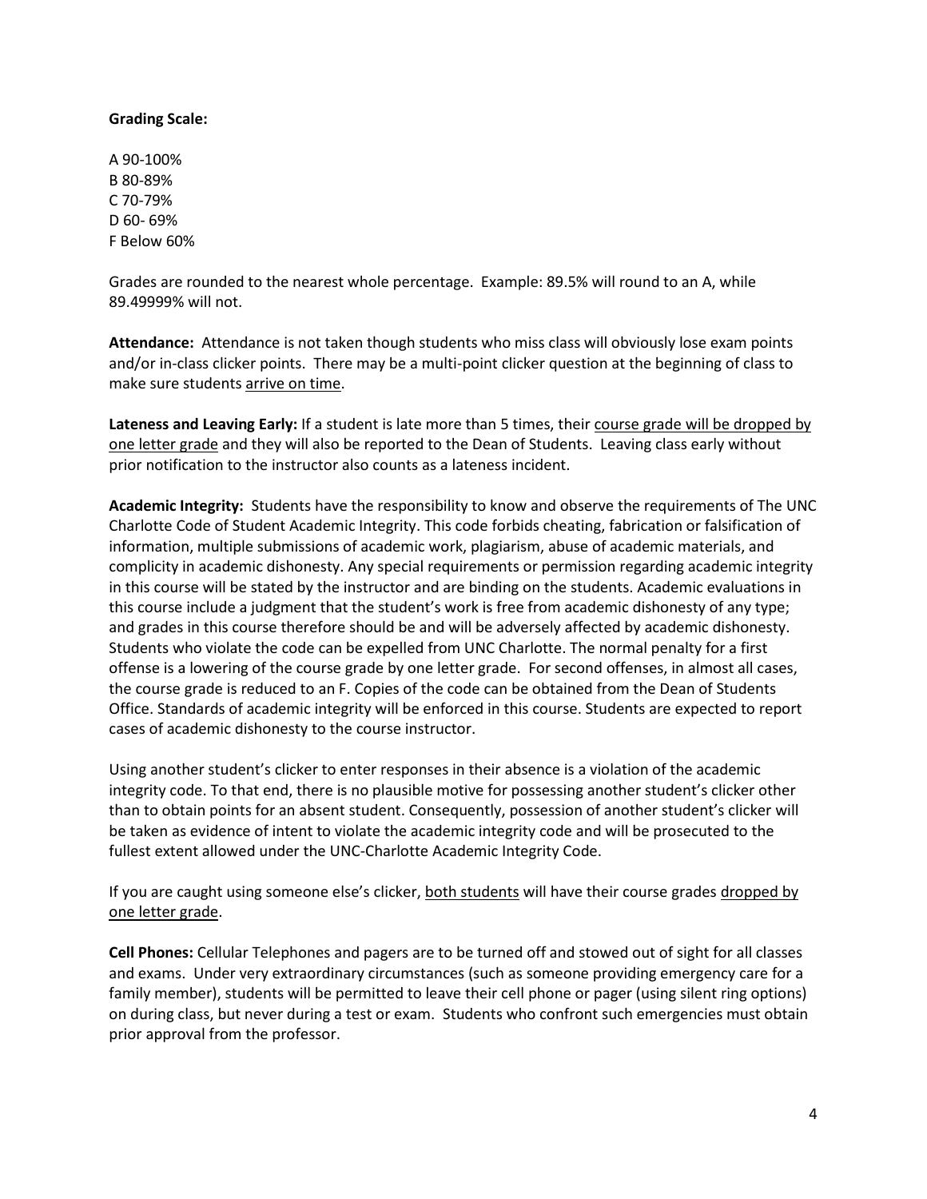**Grading Scale:**

A 90-100%
B 80-89%
C 70-79%
D 60- 69%
F Below 60%

Grades are rounded to the nearest whole percentage. Example: 89.5% will round to an A, while 89.49999% will not.

**Attendance:** Attendance is not taken though students who miss class will obviously lose exam points and/or in-class clicker points. There may be a multi-point clicker question at the beginning of class to make sure students <u>arrive on time</u>.

**Lateness and Leaving Early:** If a student is late more than 5 times, their <u>course grade will be dropped by one letter grade</u> and they will also be reported to the Dean of Students. Leaving class early without prior notification to the instructor also counts as a lateness incident.

**Academic Integrity:** Students have the responsibility to know and observe the requirements of The UNC Charlotte Code of Student Academic Integrity. This code forbids cheating, fabrication or falsification of information, multiple submissions of academic work, plagiarism, abuse of academic materials, and complicity in academic dishonesty. Any special requirements or permission regarding academic integrity in this course will be stated by the instructor and are binding on the students. Academic evaluations in this course include a judgment that the student's work is free from academic dishonesty of any type; and grades in this course therefore should be and will be adversely affected by academic dishonesty. Students who violate the code can be expelled from UNC Charlotte. The normal penalty for a first offense is a lowering of the course grade by one letter grade. For second offenses, in almost all cases, the course grade is reduced to an F. Copies of the code can be obtained from the Dean of Students Office. Standards of academic integrity will be enforced in this course. Students are expected to report cases of academic dishonesty to the course instructor.

Using another student's clicker to enter responses in their absence is a violation of the academic integrity code. To that end, there is no plausible motive for possessing another student's clicker other than to obtain points for an absent student. Consequently, possession of another student's clicker will be taken as evidence of intent to violate the academic integrity code and will be prosecuted to the fullest extent allowed under the UNC-Charlotte Academic Integrity Code.

If you are caught using someone else's clicker, <u>both students</u> will have their course grades <u>dropped by one letter grade</u>.

**Cell Phones:** Cellular Telephones and pagers are to be turned off and stowed out of sight for all classes and exams. Under very extraordinary circumstances (such as someone providing emergency care for a family member), students will be permitted to leave their cell phone or pager (using silent ring options) on during class, but never during a test or exam. Students who confront such emergencies must obtain prior approval from the professor.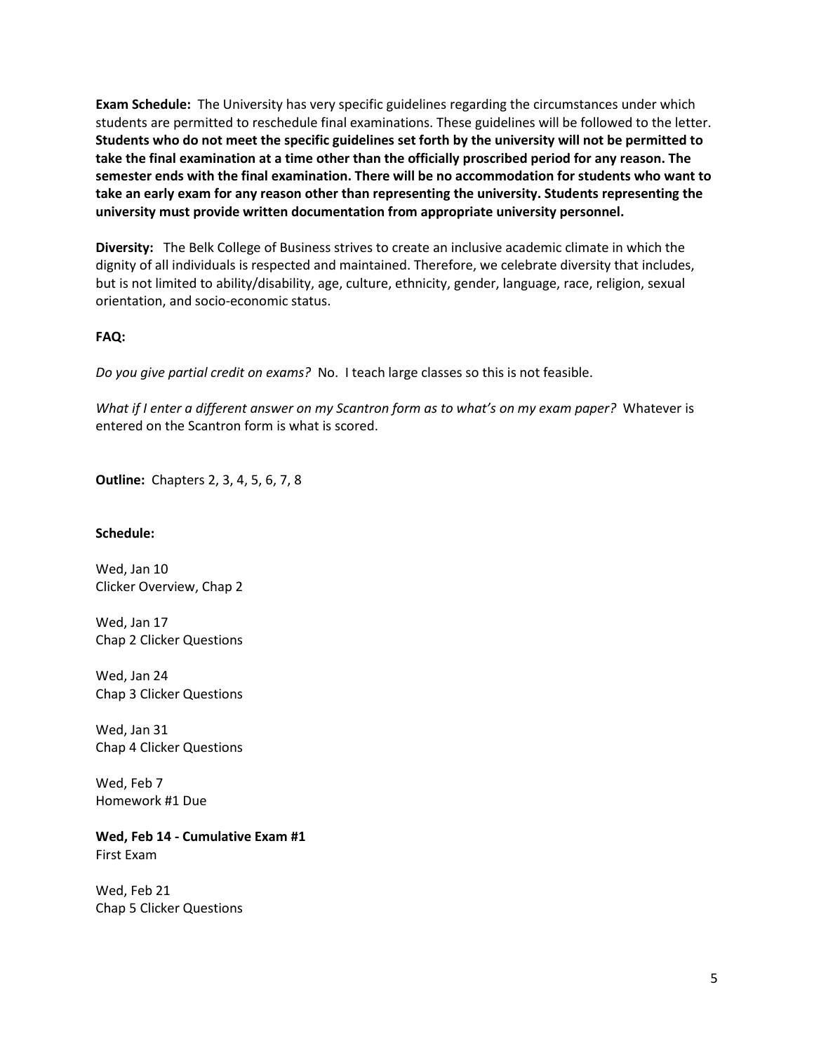**Exam Schedule:** The University has very specific guidelines regarding the circumstances under which students are permitted to reschedule final examinations. These guidelines will be followed to the letter. **Students who do not meet the specific guidelines set forth by the university will not be permitted to take the final examination at a time other than the officially proscribed period for any reason. The semester ends with the final examination. There will be no accommodation for students who want to take an early exam for any reason other than representing the university. Students representing the university must provide written documentation from appropriate university personnel.**

**Diversity:** The Belk College of Business strives to create an inclusive academic climate in which the dignity of all individuals is respected and maintained. Therefore, we celebrate diversity that includes, but is not limited to ability/disability, age, culture, ethnicity, gender, language, race, religion, sexual orientation, and socio-economic status.

**FAQ:**

*Do you give partial credit on exams?* No. I teach large classes so this is not feasible.

*What if I enter a different answer on my Scantron form as to what's on my exam paper?* Whatever is entered on the Scantron form is what is scored.

**Outline:** Chapters 2, 3, 4, 5, 6, 7, 8

**Schedule:**

Wed, Jan 10
Clicker Overview, Chap 2

Wed, Jan 17
Chap 2 Clicker Questions

Wed, Jan 24
Chap 3 Clicker Questions

Wed, Jan 31
Chap 4 Clicker Questions

Wed, Feb 7
Homework #1 Due

**Wed, Feb 14 - Cumulative Exam #1**
First Exam

Wed, Feb 21
Chap 5 Clicker Questions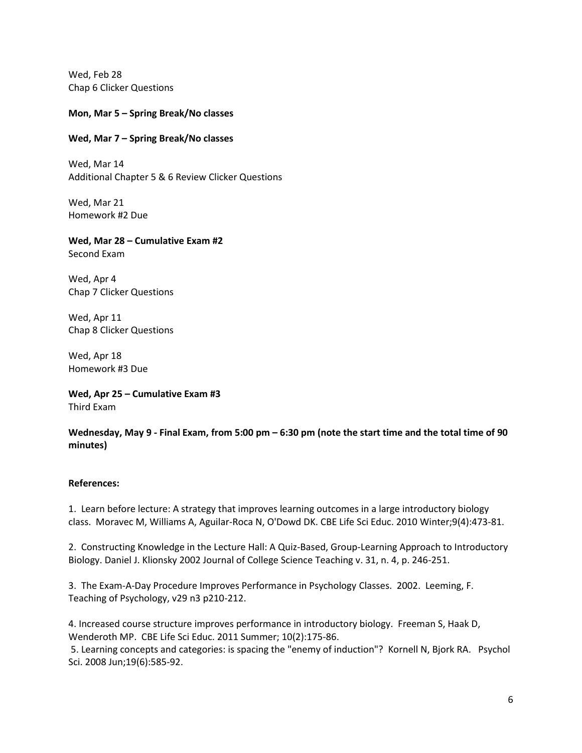Wed, Feb 28
Chap 6 Clicker Questions

**Mon, Mar 5 – Spring Break/No classes**

**Wed, Mar 7 – Spring Break/No classes**

Wed, Mar 14
Additional Chapter 5 & 6 Review Clicker Questions

Wed, Mar 21
Homework #2 Due

**Wed, Mar 28 – Cumulative Exam #2**
Second Exam

Wed, Apr 4
Chap 7 Clicker Questions

Wed, Apr 11
Chap 8 Clicker Questions

Wed, Apr 18
Homework #3 Due

**Wed, Apr 25 – Cumulative Exam #3**
Third Exam

**Wednesday, May 9 - Final Exam, from 5:00 pm – 6:30 pm (note the start time and the total time of 90 minutes)**

**References:**

1. Learn before lecture: A strategy that improves learning outcomes in a large introductory biology class. Moravec M, Williams A, Aguilar-Roca N, O'Dowd DK. CBE Life Sci Educ. 2010 Winter;9(4):473-81.

2. Constructing Knowledge in the Lecture Hall: A Quiz-Based, Group-Learning Approach to Introductory Biology. Daniel J. Klionsky 2002 Journal of College Science Teaching v. 31, n. 4, p. 246-251.

3. The Exam-A-Day Procedure Improves Performance in Psychology Classes. 2002. Leeming, F. Teaching of Psychology, v29 n3 p210-212.

4. Increased course structure improves performance in introductory biology. Freeman S, Haak D, Wenderoth MP. CBE Life Sci Educ. 2011 Summer; 10(2):175-86.

5. Learning concepts and categories: is spacing the "enemy of induction"? Kornell N, Bjork RA. Psychol Sci. 2008 Jun;19(6):585-92.